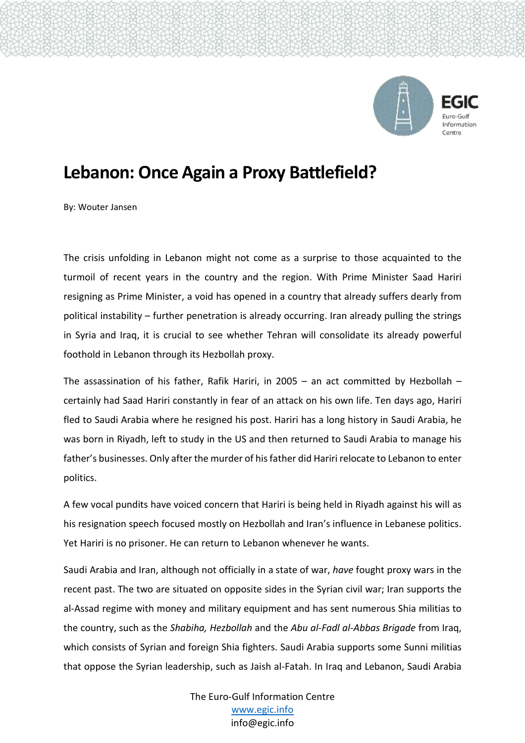# Lebanon: Once Again a Proxy Battlefield?

By: Wouter Jansen

The crisis unfolding in Lebanon might not come as a surprise to those acquainted to the turmoil of recent years in the country and the region. With Prime Minister Saad Hariri resigning as Prime Minister, a void has opened in a country that already suffers dearly from political instability – further penetration is already occurring. Iran already pulling the strings in Syria and Iraq, it is crucial to see whether Tehran will consolidate its already powerful foothold in Lebanon through its Hezbollah proxy.

The assassination of his father, Rafik Hariri, in 2005 – an act committed by Hezbollah – certainly had Saad Hariri constantly in fear of an attack on his own life. Ten days ago, Hariri fled to Saudi Arabia where he resigned his post. Hariri has a long history in Saudi Arabia, he was born in Riyadh, left to study in the US and then returned to Saudi Arabia to manage his father's businesses. Only after the murder of his father did Hariri relocate to Lebanon to enter politics.

A few vocal pundits have voiced concern that Hariri is being held in Riyadh against his will as his resignation speech focused mostly on Hezbollah and Iran's influence in Lebanese politics. Yet Hariri is no prisoner. He can return to Lebanon whenever he wants.

Saudi Arabia and Iran, although not officially in a state of war, *have* fought proxy wars in the recent past. The two are situated on opposite sides in the Syrian civil war; Iran supports the al-Assad regime with money and military equipment and has sent numerous Shia militias to the country, such as the *Shabiha, Hezbollah* and the *Abu al-Fadl al-Abbas Brigade* from Iraq, which consists of Syrian and foreign Shia fighters. Saudi Arabia supports some Sunni militias that oppose the Syrian leadership, such as Jaish al-Fatah. In Iraq and Lebanon, Saudi Arabia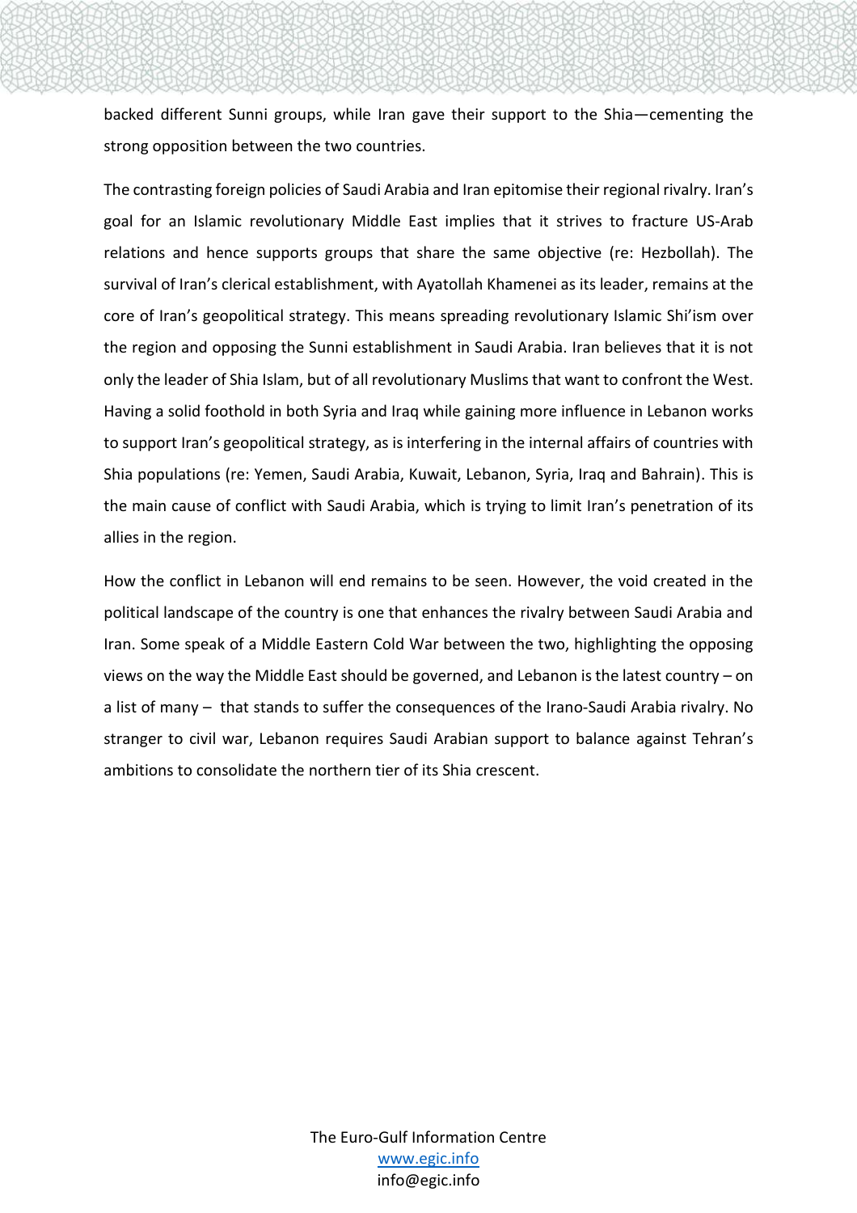backed different Sunni groups, while Iran gave their support to the Shia—cementing the strong opposition between the two countries.

The contrasting foreign policies of Saudi Arabia and Iran epitomise their regional rivalry. Iran's goal for an Islamic revolutionary Middle East implies that it strives to fracture US-Arab relations and hence supports groups that share the same objective (re: Hezbollah). The survival of Iran's clerical establishment, with Ayatollah Khamenei as its leader, remains at the core of Iran's geopolitical strategy. This means spreading revolutionary Islamic Shi'ism over the region and opposing the Sunni establishment in Saudi Arabia. Iran believes that it is not only the leader of Shia Islam, but of all revolutionary Muslims that want to confront the West. Having a solid foothold in both Syria and Iraq while gaining more influence in Lebanon works to support Iran's geopolitical strategy, as is interfering in the internal affairs of countries with Shia populations (re: Yemen, Saudi Arabia, Kuwait, Lebanon, Syria, Iraq and Bahrain). This is the main cause of conflict with Saudi Arabia, which is trying to limit Iran's penetration of its allies in the region.

How the conflict in Lebanon will end remains to be seen. However, the void created in the political landscape of the country is one that enhances the rivalry between Saudi Arabia and Iran. Some speak of a Middle Eastern Cold War between the two, highlighting the opposing views on the way the Middle East should be governed, and Lebanon is the latest country – on a list of many – that stands to suffer the consequences of the Irano-Saudi Arabia rivalry. No stranger to civil war, Lebanon requires Saudi Arabian support to balance against Tehran's ambitions to consolidate the northern tier of its Shia crescent.

The Euro-Gulf Information Centre
www.egic.info
info@egic.info